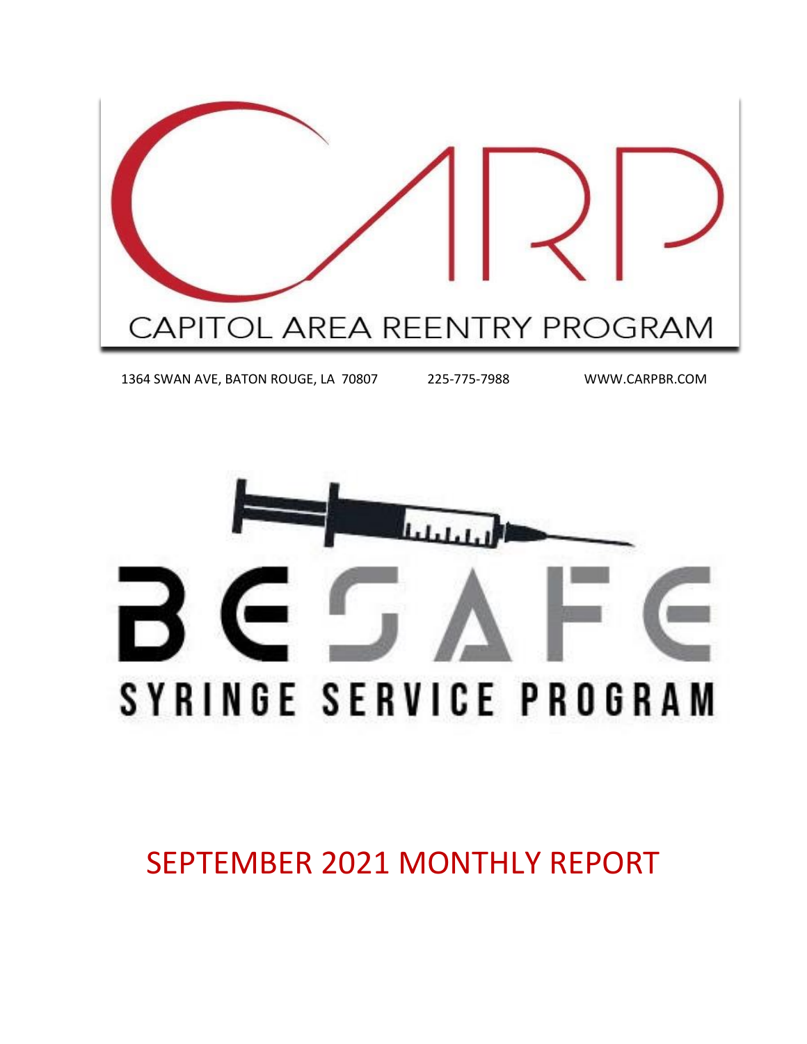# CARP

CAPITOL AREA REENTRY PROGRAM

1364 SWAN AVE, BATON ROUGE, LA 70807 225-775-7988 WWW.CARPBR.COM

# BE SAFE

SYRINGE SERVICE PROGRAM

# SEPTEMBER 2021 MONTHLY REPORT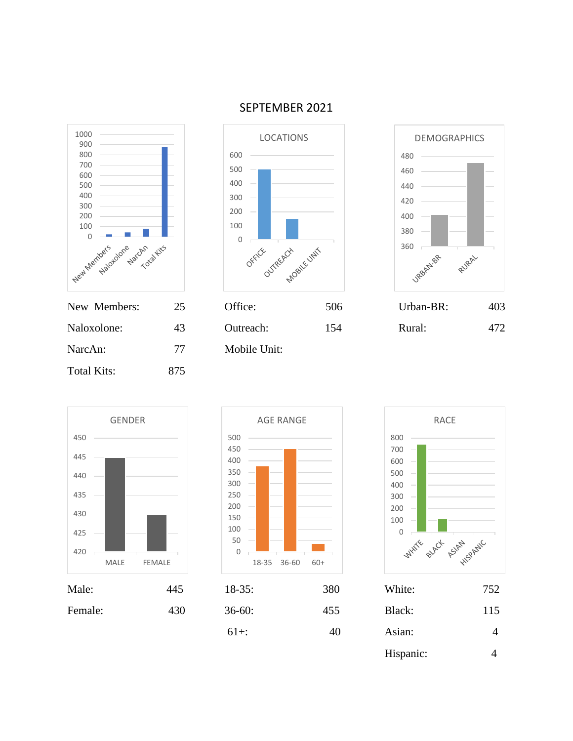# SEPTEMBER 2021

| | |
|---|---|
| New Members: | 25 |
| Naloxolone: | 43 |
| NarcAn: | 77 |
| Total Kits: | 875 |

**LOCATIONS**

| | |
|---|---|
| Office: | 506 |
| Outreach: | 154 |
| Mobile Unit: | |

**DEMOGRAPHICS**

| | |
|---|---|
| Urban-BR: | 403 |
| Rural: | 472 |

**GENDER**

| | |
|---|---|
| Male: | 445 |
| Female: | 430 |

**AGE RANGE**

| | |
|---|---|
| 18-35: | 380 |
| 36-60: | 455 |
| 61+: | 40 |

**RACE**

| | |
|---|---|
| White: | 752 |
| Black: | 115 |
| Asian: | 4 |
| Hispanic: | 4 |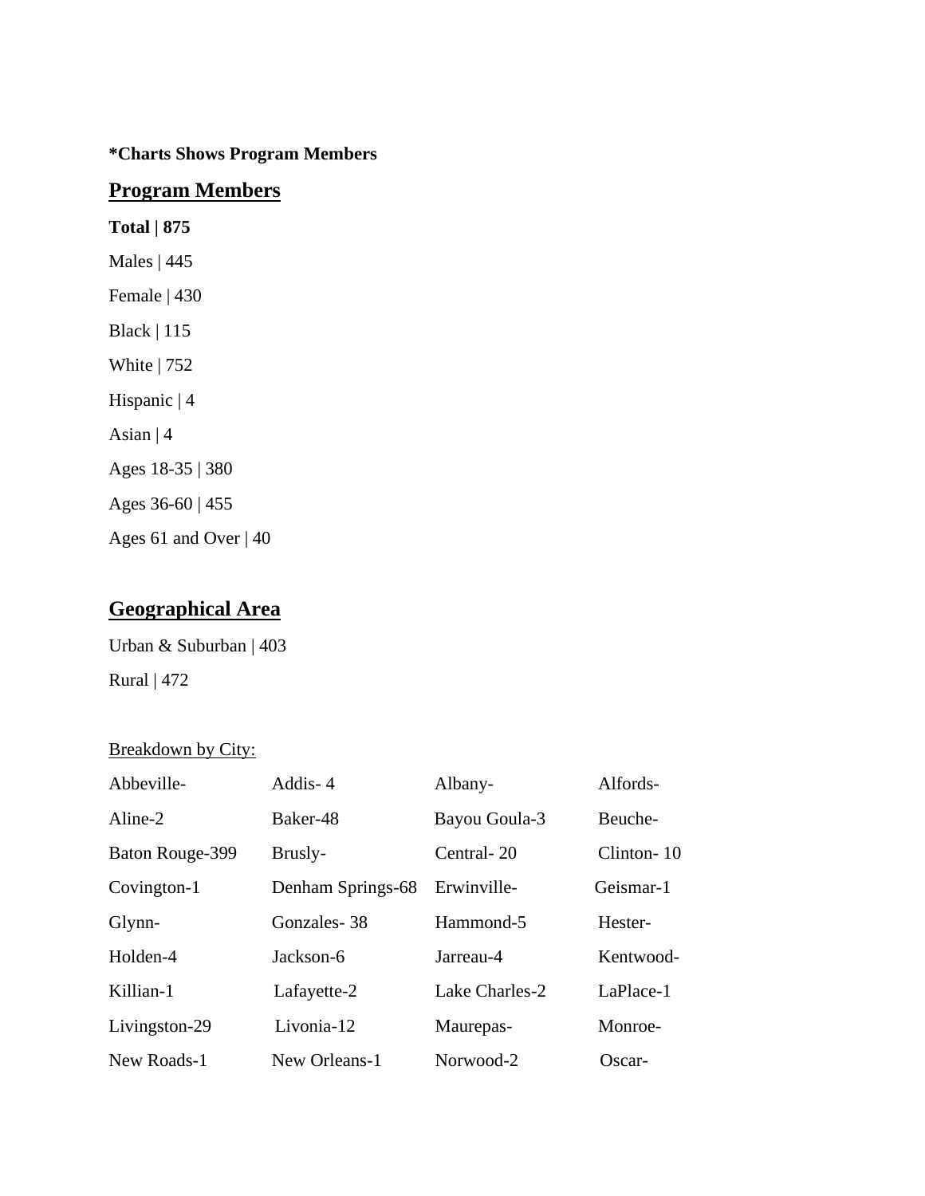**\*Charts Shows Program Members**

## Program Members

**Total | 875**

Males | 445

Female | 430

Black | 115

White | 752

Hispanic | 4

Asian | 4

Ages 18-35 | 380

Ages 36-60 | 455

Ages 61 and Over | 40

## Geographical Area

Urban & Suburban | 403

Rural | 472

Breakdown by City:

| | | | |
|---|---|---|---|
| Abbeville- | Addis- 4 | Albany- | Alfords- |
| Aline-2 | Baker-48 | Bayou Goula-3 | Beuche- |
| Baton Rouge-399 | Brusly- | Central- 20 | Clinton- 10 |
| Covington-1 | Denham Springs-68 | Erwinville- | Geismar-1 |
| Glynn- | Gonzales- 38 | Hammond-5 | Hester- |
| Holden-4 | Jackson-6 | Jarreau-4 | Kentwood- |
| Killian-1 | Lafayette-2 | Lake Charles-2 | LaPlace-1 |
| Livingston-29 | Livonia-12 | Maurepas- | Monroe- |
| New Roads-1 | New Orleans-1 | Norwood-2 | Oscar- |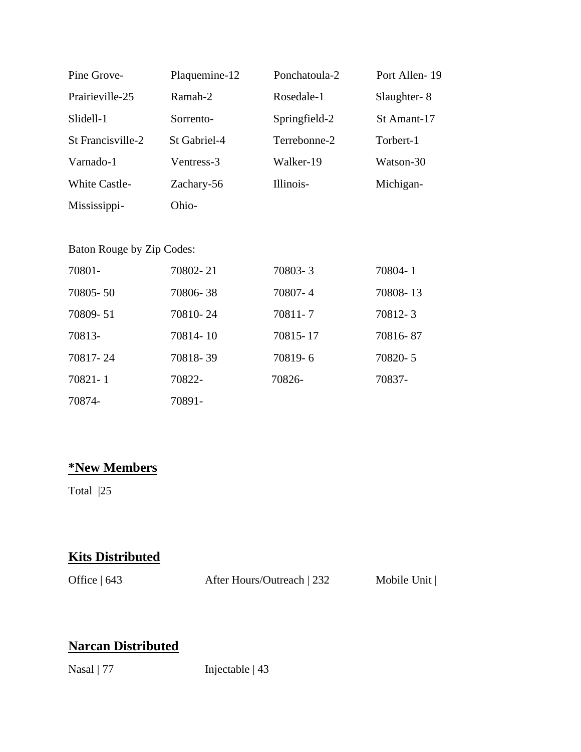| | | | |
|---|---|---|---|
| Pine Grove- | Plaquemine-12 | Ponchatoula-2 | Port Allen- 19 |
| Prairieville-25 | Ramah-2 | Rosedale-1 | Slaughter- 8 |
| Slidell-1 | Sorrento- | Springfield-2 | St Amant-17 |
| St Francisville-2 | St Gabriel-4 | Terrebonne-2 | Torbert-1 |
| Varnado-1 | Ventress-3 | Walker-19 | Watson-30 |
| White Castle- | Zachary-56 | Illinois- | Michigan- |
| Mississippi- | Ohio- | | |

Baton Rouge by Zip Codes:

| | | | |
|---|---|---|---|
| 70801- | 70802- 21 | 70803- 3 | 70804- 1 |
| 70805- 50 | 70806- 38 | 70807- 4 | 70808- 13 |
| 70809- 51 | 70810- 24 | 70811- 7 | 70812- 3 |
| 70813- | 70814- 10 | 70815- 17 | 70816- 87 |
| 70817- 24 | 70818- 39 | 70819- 6 | 70820- 5 |
| 70821- 1 | 70822- | 70826- | 70837- |
| 70874- | 70891- | | |

## **\*New Members**

Total |25

## **Kits Distributed**

Office | 643 After Hours/Outreach | 232 Mobile Unit |

## **Narcan Distributed**

Nasal | 77 Injectable | 43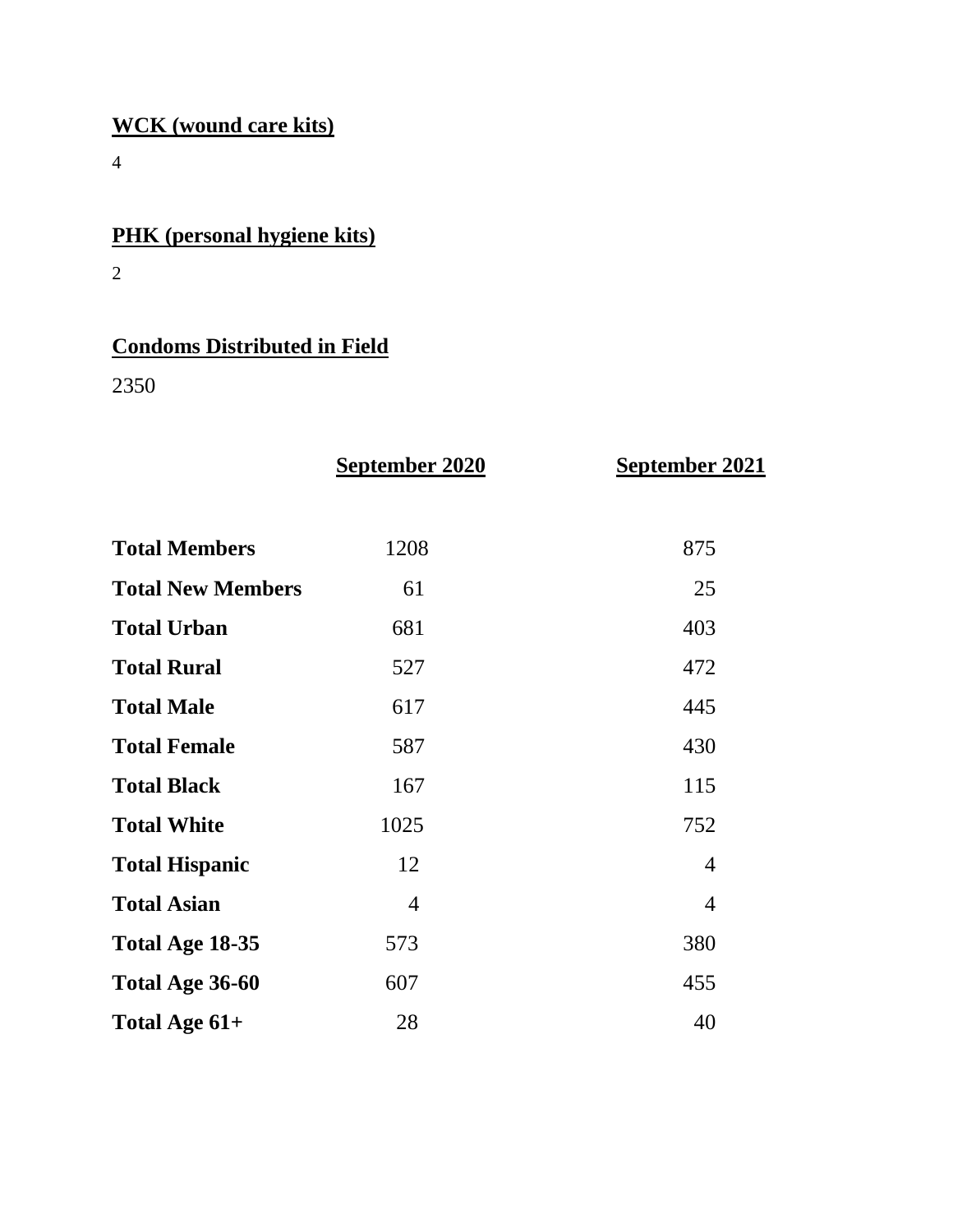**WCK (wound care kits)**

4

**PHK (personal hygiene kits)**

2

**Condoms Distributed in Field**

2350

| | September 2020 | September 2021 |
|---|---|---|
| **Total Members** | 1208 | 875 |
| **Total New Members** | 61 | 25 |
| **Total Urban** | 681 | 403 |
| **Total Rural** | 527 | 472 |
| **Total Male** | 617 | 445 |
| **Total Female** | 587 | 430 |
| **Total Black** | 167 | 115 |
| **Total White** | 1025 | 752 |
| **Total Hispanic** | 12 | 4 |
| **Total Asian** | 4 | 4 |
| **Total Age 18-35** | 573 | 380 |
| **Total Age 36-60** | 607 | 455 |
| **Total Age 61+** | 28 | 40 |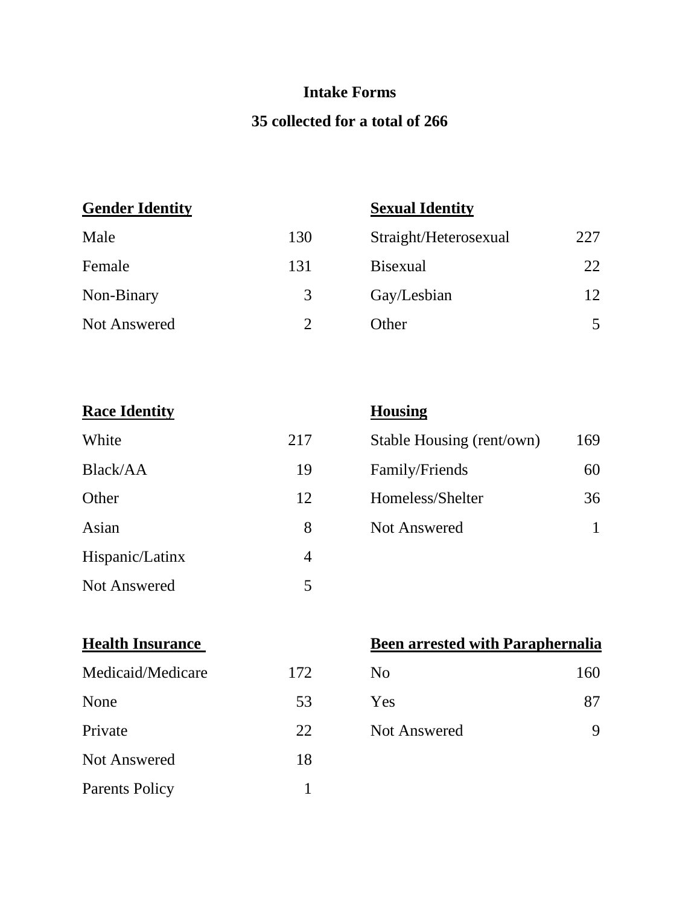## Intake Forms

## 35 collected for a total of 266

| Gender Identity | |
|---|---|
| Male | 130 |
| Female | 131 |
| Non-Binary | 3 |
| Not Answered | 2 |

| Sexual Identity | |
|---|---|
| Straight/Heterosexual | 227 |
| Bisexual | 22 |
| Gay/Lesbian | 12 |
| Other | 5 |

| Race Identity | |
|---|---|
| White | 217 |
| Black/AA | 19 |
| Other | 12 |
| Asian | 8 |
| Hispanic/Latinx | 4 |
| Not Answered | 5 |

| Housing | |
|---|---|
| Stable Housing (rent/own) | 169 |
| Family/Friends | 60 |
| Homeless/Shelter | 36 |
| Not Answered | 1 |

| Health Insurance | |
|---|---|
| Medicaid/Medicare | 172 |
| None | 53 |
| Private | 22 |
| Not Answered | 18 |
| Parents Policy | 1 |

| Been arrested with Paraphernalia | |
|---|---|
| No | 160 |
| Yes | 87 |
| Not Answered | 9 |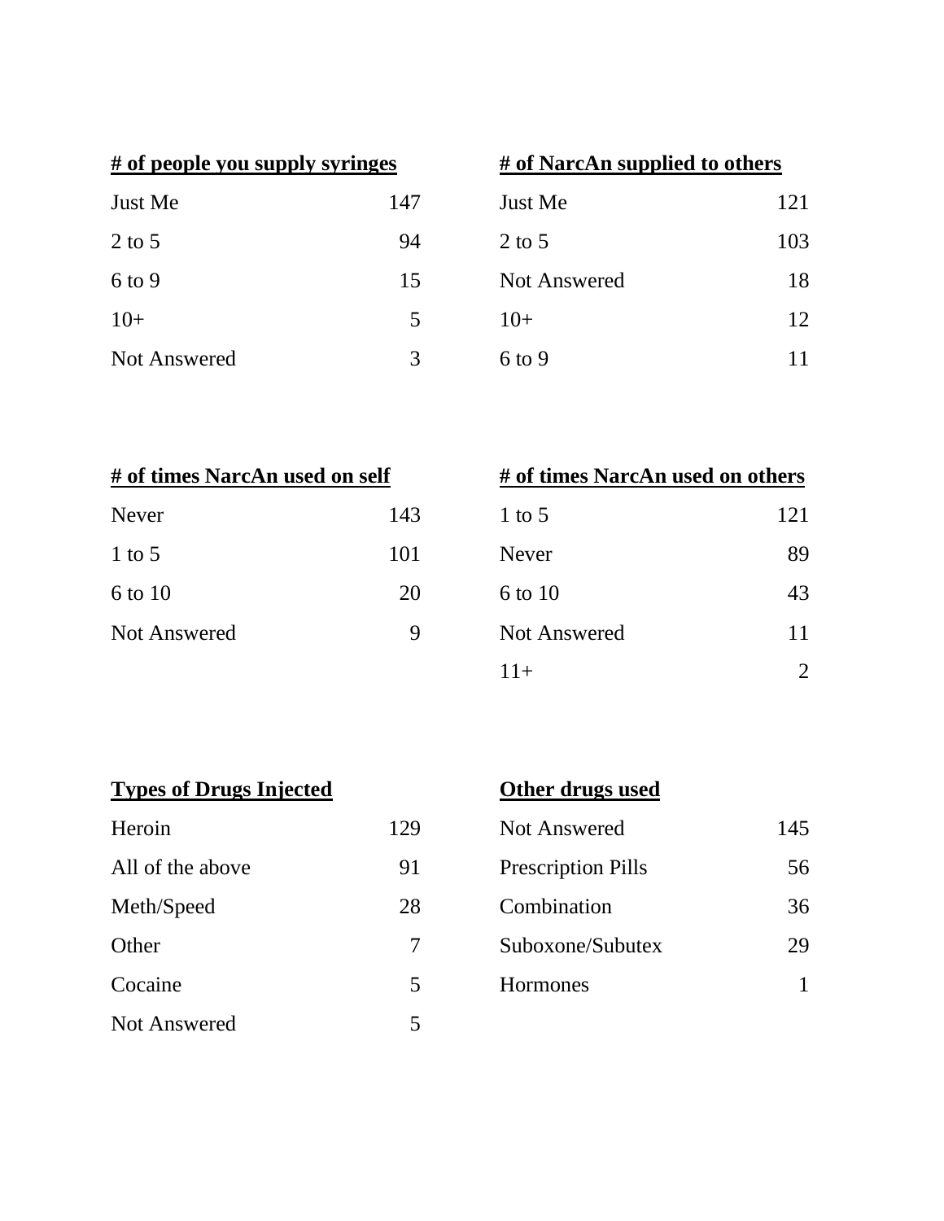| # of people you supply syringes | |
|---|---|
| Just Me | 147 |
| 2 to 5 | 94 |
| 6 to 9 | 15 |
| 10+ | 5 |
| Not Answered | 3 |

| # of NarcAn supplied to others | |
|---|---|
| Just Me | 121 |
| 2 to 5 | 103 |
| Not Answered | 18 |
| 10+ | 12 |
| 6 to 9 | 11 |

| # of times NarcAn used on self | |
|---|---|
| Never | 143 |
| 1 to 5 | 101 |
| 6 to 10 | 20 |
| Not Answered | 9 |

| # of times NarcAn used on others | |
|---|---|
| 1 to 5 | 121 |
| Never | 89 |
| 6 to 10 | 43 |
| Not Answered | 11 |
| 11+ | 2 |

| Types of Drugs Injected | |
|---|---|
| Heroin | 129 |
| All of the above | 91 |
| Meth/Speed | 28 |
| Other | 7 |
| Cocaine | 5 |
| Not Answered | 5 |

| Other drugs used | |
|---|---|
| Not Answered | 145 |
| Prescription Pills | 56 |
| Combination | 36 |
| Suboxone/Subutex | 29 |
| Hormones | 1 |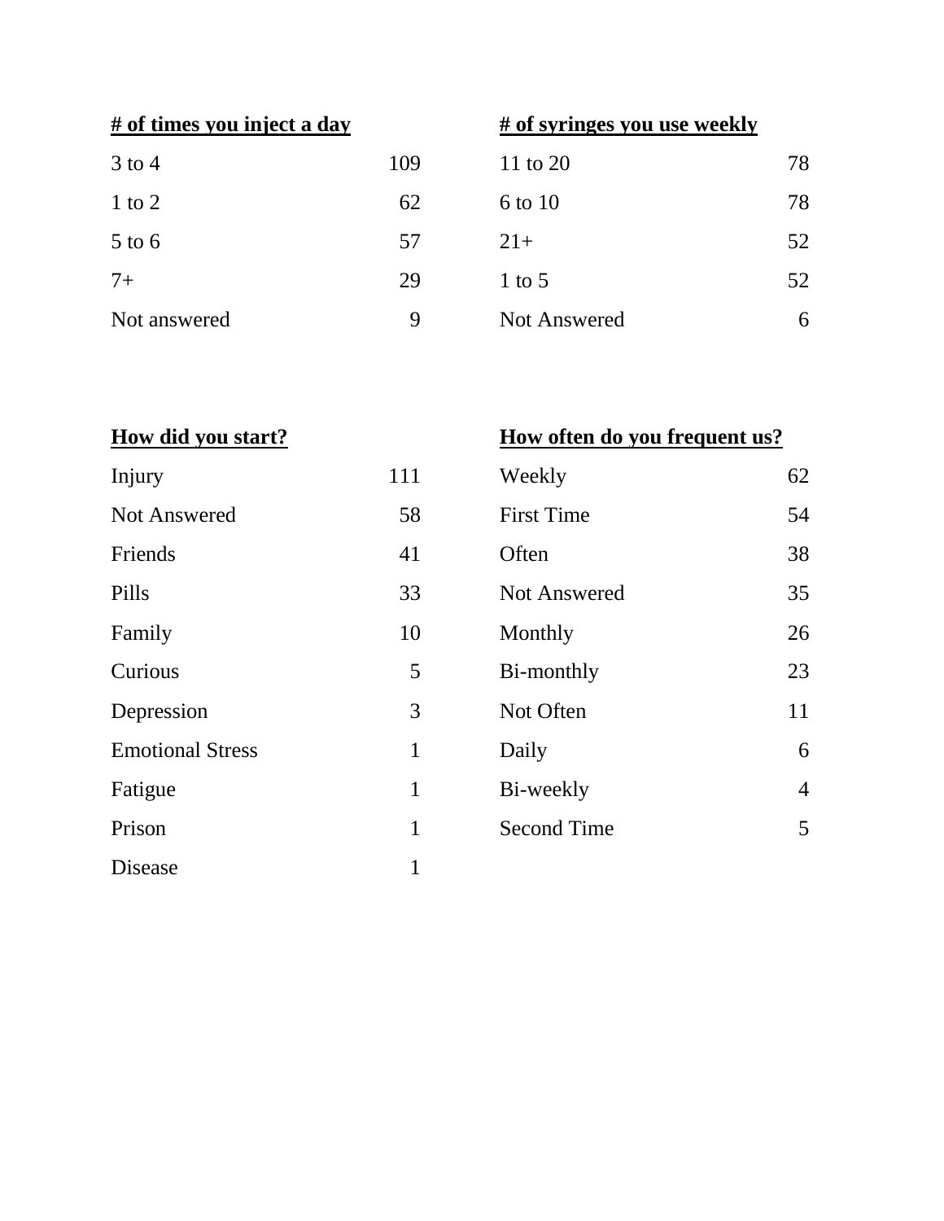| # of times you inject a day | |
|---|---|
| 3 to 4 | 109 |
| 1 to 2 | 62 |
| 5 to 6 | 57 |
| 7+ | 29 |
| Not answered | 9 |

| # of syringes you use weekly | |
|---|---|
| 11 to 20 | 78 |
| 6 to 10 | 78 |
| 21+ | 52 |
| 1 to 5 | 52 |
| Not Answered | 6 |

| How did you start? | |
|---|---|
| Injury | 111 |
| Not Answered | 58 |
| Friends | 41 |
| Pills | 33 |
| Family | 10 |
| Curious | 5 |
| Depression | 3 |
| Emotional Stress | 1 |
| Fatigue | 1 |
| Prison | 1 |
| Disease | 1 |

| How often do you frequent us? | |
|---|---|
| Weekly | 62 |
| First Time | 54 |
| Often | 38 |
| Not Answered | 35 |
| Monthly | 26 |
| Bi-monthly | 23 |
| Not Often | 11 |
| Daily | 6 |
| Bi-weekly | 4 |
| Second Time | 5 |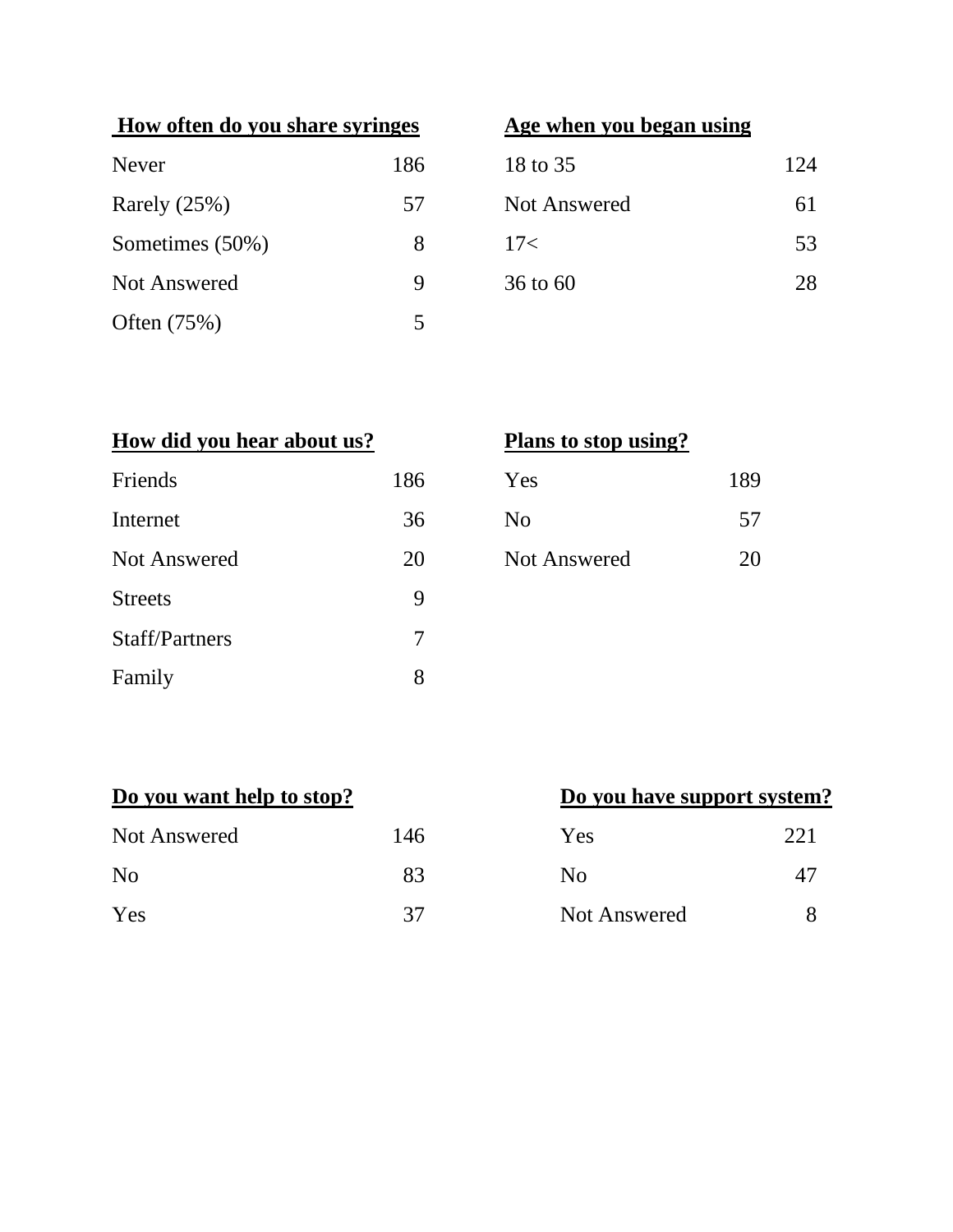**How often do you share syringes**

| | |
|---|---|
| Never | 186 |
| Rarely (25%) | 57 |
| Sometimes (50%) | 8 |
| Not Answered | 9 |
| Often (75%) | 5 |

**Age when you began using**

| | |
|---|---|
| 18 to 35 | 124 |
| Not Answered | 61 |
| 17< | 53 |
| 36 to 60 | 28 |

**How did you hear about us?**

| | |
|---|---|
| Friends | 186 |
| Internet | 36 |
| Not Answered | 20 |
| Streets | 9 |
| Staff/Partners | 7 |
| Family | 8 |

**Plans to stop using?**

| | |
|---|---|
| Yes | 189 |
| No | 57 |
| Not Answered | 20 |

**Do you want help to stop?**

| | |
|---|---|
| Not Answered | 146 |
| No | 83 |
| Yes | 37 |

**Do you have support system?**

| | |
|---|---|
| Yes | 221 |
| No | 47 |
| Not Answered | 8 |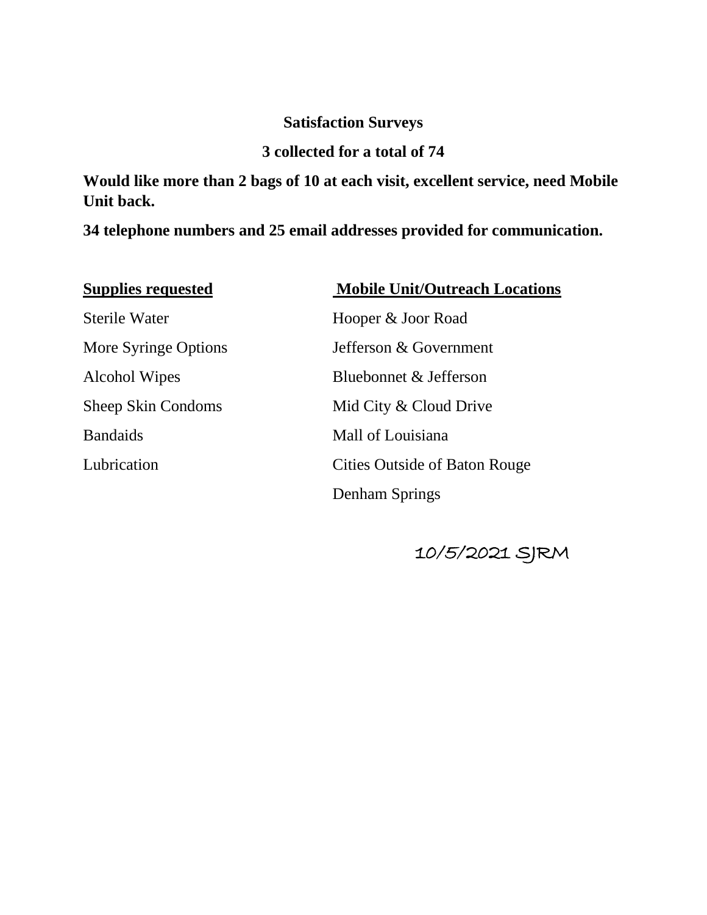**Satisfaction Surveys**

**3 collected for a total of 74**

**Would like more than 2 bags of 10 at each visit, excellent service, need Mobile Unit back.**

**34 telephone numbers and 25 email addresses provided for communication.**

| Supplies requested | Mobile Unit/Outreach Locations |
|---|---|
| Sterile Water | Hooper & Joor Road |
| More Syringe Options | Jefferson & Government |
| Alcohol Wipes | Bluebonnet & Jefferson |
| Sheep Skin Condoms | Mid City & Cloud Drive |
| Bandaids | Mall of Louisiana |
| Lubrication | Cities Outside of Baton Rouge |
| | Denham Springs |

10/5/2021 SJRM